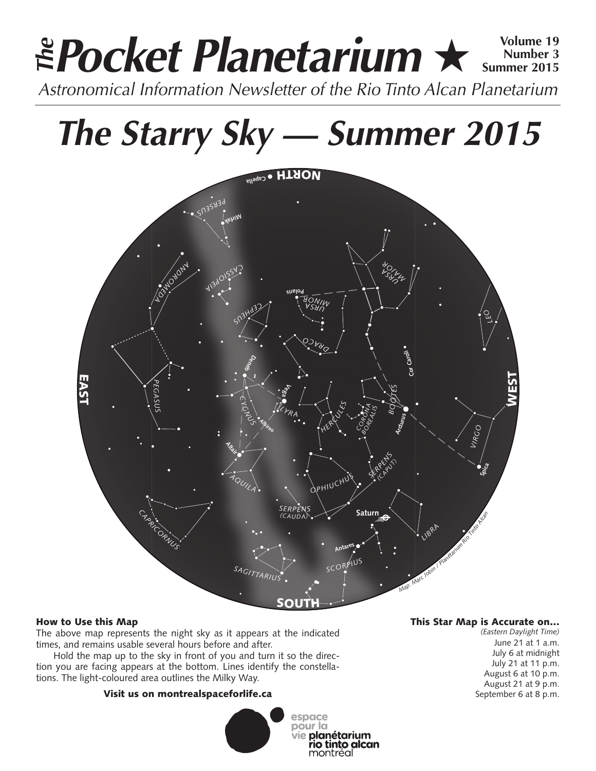# *The Pocket Planetarium* ★

**Volume 19**
**Number 3**
**Summer 2015**

*Astronomical Information Newsletter of the Rio Tinto Alcan Planetarium*

# *The Starry Sky — Summer 2015*

*Map: Marc Jobin / Planétarium Rio Tinto Alcan*

### How to Use this Map

The above map represents the night sky as it appears at the indicated times, and remains usable several hours before and after.

Hold the map up to the sky in front of you and turn it so the direction you are facing appears at the bottom. Lines identify the constellations. The light-coloured area outlines the Milky Way.

**Visit us on montrealspaceforlife.ca**

### This Star Map is Accurate on…

*(Eastern Daylight Time)*

June 21 at 1 a.m.
July 6 at midnight
July 21 at 11 p.m.
August 6 at 10 p.m.
August 21 at 9 p.m.
September 6 at 8 p.m.

espace pour la vie **planétarium rio tinto alcan** montréal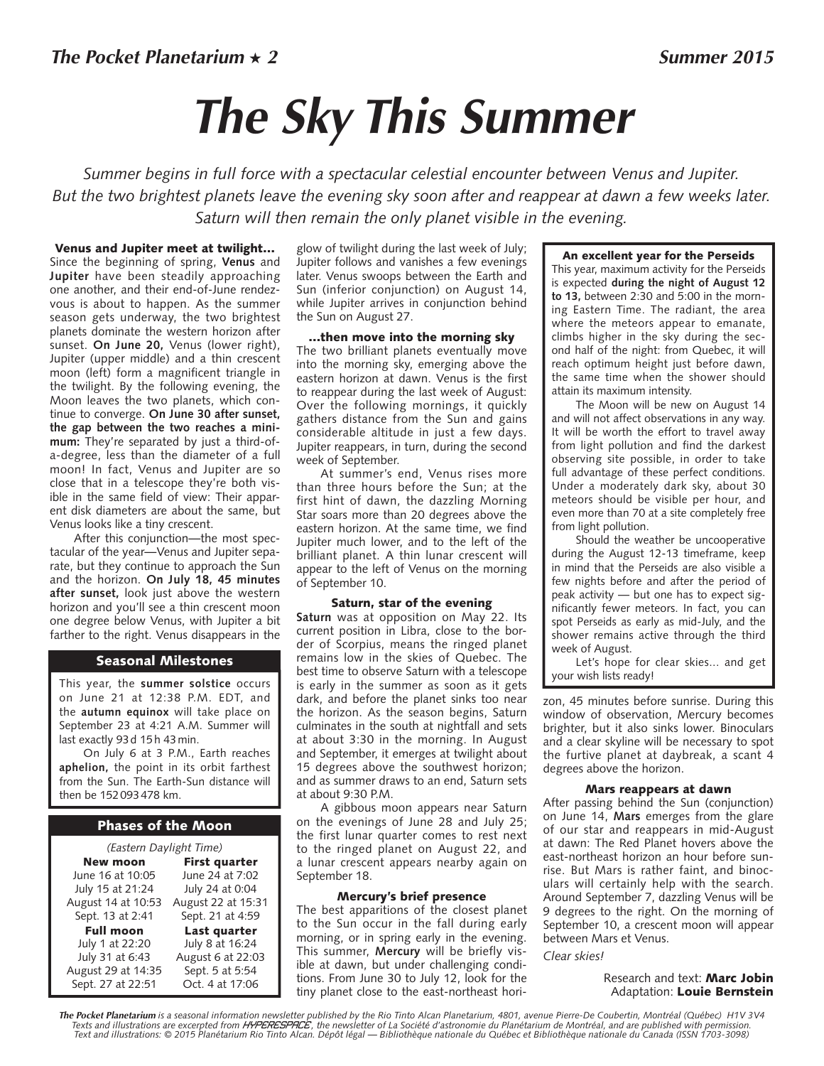# The Sky This Summer

*Summer begins in full force with a spectacular celestial encounter between Venus and Jupiter. But the two brightest planets leave the evening sky soon after and reappear at dawn a few weeks later. Saturn will then remain the only planet visible in the evening.*

### Venus and Jupiter meet at twilight…

Since the beginning of spring, **Venus** and **Jupiter** have been steadily approaching one another, and their end-of-June rendezvous is about to happen. As the summer season gets underway, the two brightest planets dominate the western horizon after sunset. **On June 20,** Venus (lower right), Jupiter (upper middle) and a thin crescent moon (left) form a magnificent triangle in the twilight. By the following evening, the Moon leaves the two planets, which continue to converge. **On June 30 after sunset, the gap between the two reaches a minimum:** They're separated by just a third-of-a-degree, less than the diameter of a full moon! In fact, Venus and Jupiter are so close that in a telescope they're both visible in the same field of view: Their apparent disk diameters are about the same, but Venus looks like a tiny crescent.

After this conjunction—the most spectacular of the year—Venus and Jupiter separate, but they continue to approach the Sun and the horizon. **On July 18, 45 minutes after sunset,** look just above the western horizon and you'll see a thin crescent moon one degree below Venus, with Jupiter a bit farther to the right. Venus disappears in the glow of twilight during the last week of July; Jupiter follows and vanishes a few evenings later. Venus swoops between the Earth and Sun (inferior conjunction) on August 14, while Jupiter arrives in conjunction behind the Sun on August 27.

### …then move into the morning sky

The two brilliant planets eventually move into the morning sky, emerging above the eastern horizon at dawn. Venus is the first to reappear during the last week of August: Over the following mornings, it quickly gathers distance from the Sun and gains considerable altitude in just a few days. Jupiter reappears, in turn, during the second week of September.

At summer's end, Venus rises more than three hours before the Sun; at the first hint of dawn, the dazzling Morning Star soars more than 20 degrees above the eastern horizon. At the same time, we find Jupiter much lower, and to the left of the brilliant planet. A thin lunar crescent will appear to the left of Venus on the morning of September 10.

### Saturn, star of the evening

**Saturn** was at opposition on May 22. Its current position in Libra, close to the border of Scorpius, means the ringed planet remains low in the skies of Quebec. The best time to observe Saturn with a telescope is early in the summer as soon as it gets dark, and before the planet sinks too near the horizon. As the season begins, Saturn culminates in the south at nightfall and sets at about 3:30 in the morning. In August and September, it emerges at twilight about 15 degrees above the southwest horizon; and as summer draws to an end, Saturn sets at about 9:30 P.M.

A gibbous moon appears near Saturn on the evenings of June 28 and July 25; the first lunar quarter comes to rest next to the ringed planet on August 22, and a lunar crescent appears nearby again on September 18.

### Mercury's brief presence

The best apparitions of the closest planet to the Sun occur in the fall during early morning, or in spring early in the evening. This summer, **Mercury** will be briefly visible at dawn, but under challenging conditions. From June 30 to July 12, look for the tiny planet close to the east-northeast horizon, 45 minutes before sunrise. During this window of observation, Mercury becomes brighter, but it also sinks lower. Binoculars and a clear skyline will be necessary to spot the furtive planet at daybreak, a scant 4 degrees above the horizon.

### Mars reappears at dawn

After passing behind the Sun (conjunction) on June 14, **Mars** emerges from the glare of our star and reappears in mid-August at dawn: The Red Planet hovers above the east-northeast horizon an hour before sunrise. But Mars is rather faint, and binoculars will certainly help with the search. Around September 7, dazzling Venus will be 9 degrees to the right. On the morning of September 10, a crescent moon will appear between Mars et Venus.

*Clear skies!*

Research and text: **Marc Jobin**
Adaptation: **Louie Bernstein**

### Seasonal Milestones

This year, the **summer solstice** occurs on June 21 at 12:38 P.M. EDT, and the **autumn equinox** will take place on September 23 at 4:21 A.M. Summer will last exactly 93 d 15 h 43 min.

On July 6 at 3 P.M., Earth reaches **aphelion,** the point in its orbit farthest from the Sun. The Earth-Sun distance will then be 152 093 478 km.

### Phases of the Moon

*(Eastern Daylight Time)*

| New moon | First quarter |
|---|---|
| June 16 at 10:05 | June 24 at 7:02 |
| July 15 at 21:24 | July 24 at 0:04 |
| August 14 at 10:53 | August 22 at 15:31 |
| Sept. 13 at 2:41 | Sept. 21 at 4:59 |
| **Full moon** | **Last quarter** |
| July 1 at 22:20 | July 8 at 16:24 |
| July 31 at 6:43 | August 6 at 22:03 |
| August 29 at 14:35 | Sept. 5 at 5:54 |
| Sept. 27 at 22:51 | Oct. 4 at 17:06 |

### An excellent year for the Perseids

This year, maximum activity for the Perseids is expected **during the night of August 12 to 13,** between 2:30 and 5:00 in the morning Eastern Time. The radiant, the area where the meteors appear to emanate, climbs higher in the sky during the second half of the night: from Quebec, it will reach optimum height just before dawn, the same time when the shower should attain its maximum intensity.

The Moon will be new on August 14 and will not affect observations in any way. It will be worth the effort to travel away from light pollution and find the darkest observing site possible, in order to take full advantage of these perfect conditions. Under a moderately dark sky, about 30 meteors should be visible per hour, and even more than 70 at a site completely free from light pollution.

Should the weather be uncooperative during the August 12-13 timeframe, keep in mind that the Perseids are also visible a few nights before and after the period of peak activity — but one has to expect significantly fewer meteors. In fact, you can spot Perseids as early as mid-July, and the shower remains active through the third week of August.

Let's hope for clear skies… and get your wish lists ready!

*The Pocket Planetarium* is a seasonal information newsletter published by the Rio Tinto Alcan Planetarium, 4801, avenue Pierre-De Coubertin, Montréal (Québec) H1V 3V4
Texts and illustrations are excerpted from HYPERESPACE, the newsletter of La Société d'astronomie du Planétarium de Montréal, and are published with permission.
Text and illustrations: © 2015 Planétarium Rio Tinto Alcan. Dépôt légal — Bibliothèque nationale du Québec et Bibliothèque nationale du Canada (ISSN 1703-3098)